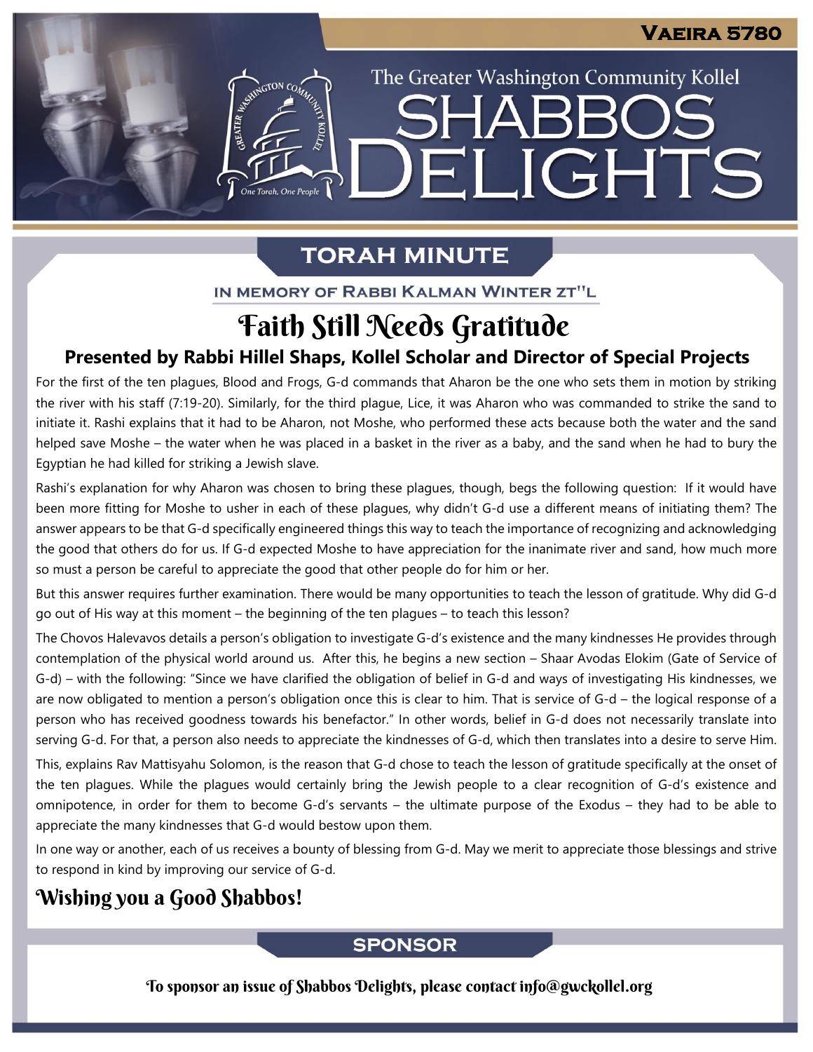VAEIRA 5780

The Greater Washington Community Kollel

# SHABBOS DELIGHTS

## TORAH MINUTE

IN MEMORY OF RABBI KALMAN WINTER ZT"L

# Faith Still Needs Gratitude

### Presented by Rabbi Hillel Shaps, Kollel Scholar and Director of Special Projects

For the first of the ten plagues, Blood and Frogs, G-d commands that Aharon be the one who sets them in motion by striking the river with his staff (7:19-20). Similarly, for the third plague, Lice, it was Aharon who was commanded to strike the sand to initiate it. Rashi explains that it had to be Aharon, not Moshe, who performed these acts because both the water and the sand helped save Moshe – the water when he was placed in a basket in the river as a baby, and the sand when he had to bury the Egyptian he had killed for striking a Jewish slave.

Rashi's explanation for why Aharon was chosen to bring these plagues, though, begs the following question: If it would have been more fitting for Moshe to usher in each of these plagues, why didn't G-d use a different means of initiating them? The answer appears to be that G-d specifically engineered things this way to teach the importance of recognizing and acknowledging the good that others do for us. If G-d expected Moshe to have appreciation for the inanimate river and sand, how much more so must a person be careful to appreciate the good that other people do for him or her.

But this answer requires further examination. There would be many opportunities to teach the lesson of gratitude. Why did G-d go out of His way at this moment – the beginning of the ten plagues – to teach this lesson?

The Chovos Halevavos details a person's obligation to investigate G-d's existence and the many kindnesses He provides through contemplation of the physical world around us. After this, he begins a new section – Shaar Avodas Elokim (Gate of Service of G-d) – with the following: "Since we have clarified the obligation of belief in G-d and ways of investigating His kindnesses, we are now obligated to mention a person's obligation once this is clear to him. That is service of G-d – the logical response of a person who has received goodness towards his benefactor." In other words, belief in G-d does not necessarily translate into serving G-d. For that, a person also needs to appreciate the kindnesses of G-d, which then translates into a desire to serve Him.

This, explains Rav Mattisyahu Solomon, is the reason that G-d chose to teach the lesson of gratitude specifically at the onset of the ten plagues. While the plagues would certainly bring the Jewish people to a clear recognition of G-d's existence and omnipotence, in order for them to become G-d's servants – the ultimate purpose of the Exodus – they had to be able to appreciate the many kindnesses that G-d would bestow upon them.

In one way or another, each of us receives a bounty of blessing from G-d. May we merit to appreciate those blessings and strive to respond in kind by improving our service of G-d.

## Wishing you a Good Shabbos!

## SPONSOR

To sponsor an issue of Shabbos Delights, please contact info@gwckollel.org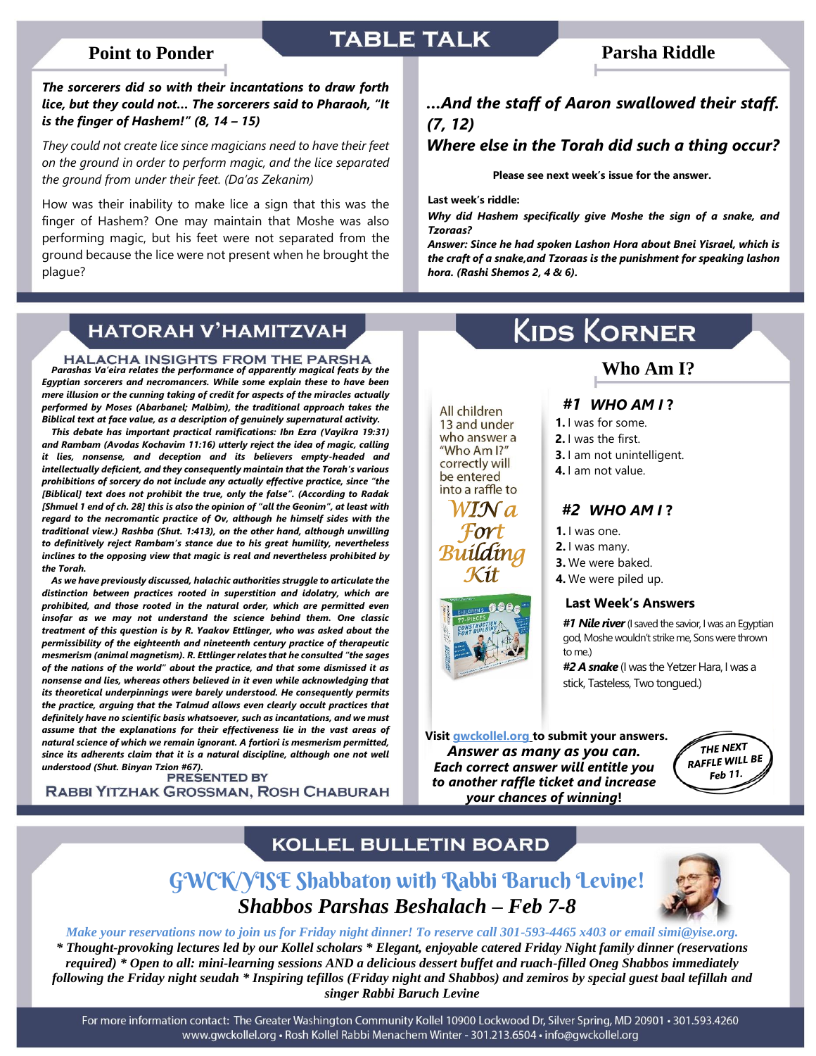# TABLE TALK

## Point to Ponder

***The sorcerers did so with their incantations to draw forth lice, but they could not... The sorcerers said to Pharaoh, "It is the finger of Hashem!" (8, 14 – 15)***

*They could not create lice since magicians need to have their feet on the ground in order to perform magic, and the lice separated the ground from under their feet. (Da'as Zekanim)*

How was their inability to make lice a sign that this was the finger of Hashem? One may maintain that Moshe was also performing magic, but his feet were not separated from the ground because the lice were not present when he brought the plague?

## Parsha Riddle

***...And the staff of Aaron swallowed their staff. (7, 12)***
***Where else in the Torah did such a thing occur?***

**Please see next week's issue for the answer.**

**Last week's riddle:**

***Why did Hashem specifically give Moshe the sign of a snake, and Tzoraas?***
***Answer: Since he had spoken Lashon Hora about Bnei Yisrael, which is the craft of a snake,and Tzoraas is the punishment for speaking lashon hora. (Rashi Shemos 2, 4 & 6).***

# HATORAH V'HAMITZVAH

## HALACHA INSIGHTS FROM THE PARSHA

***Parashas Va'eira relates the performance of apparently magical feats by the Egyptian sorcerers and necromancers. While some explain these to have been mere illusion or the cunning taking of credit for aspects of the miracles actually performed by Moses (Abarbanel; Malbim), the traditional approach takes the Biblical text at face value, as a description of genuinely supernatural activity.***

***This debate has important practical ramifications: Ibn Ezra (Vayikra 19:31) and Rambam (Avodas Kochavim 11:16) utterly reject the idea of magic, calling it lies, nonsense, and deception and its believers empty-headed and intellectually deficient, and they consequently maintain that the Torah's various prohibitions of sorcery do not include any actually effective practice, since "the [Biblical] text does not prohibit the true, only the false". (According to Radak [Shmuel 1 end of ch. 28] this is also the opinion of "all the Geonim", at least with regard to the necromantic practice of Ov, although he himself sides with the traditional view.) Rashba (Shut. 1:413), on the other hand, although unwilling to definitively reject Rambam's stance due to his great humility, nevertheless inclines to the opposing view that magic is real and nevertheless prohibited by the Torah.***

***As we have previously discussed, halachic authorities struggle to articulate the distinction between practices rooted in superstition and idolatry, which are prohibited, and those rooted in the natural order, which are permitted even insofar as we may not understand the science behind them. One classic treatment of this question is by R. Yaakov Ettlinger, who was asked about the permissibility of the eighteenth and nineteenth century practice of therapeutic mesmerism (animal magnetism). R. Ettlinger relates that he consulted "the sages of the nations of the world" about the practice, and that some dismissed it as nonsense and lies, whereas others believed in it even while acknowledging that its theoretical underpinnings were barely understood. He consequently permits the practice, arguing that the Talmud allows even clearly occult practices that definitely have no scientific basis whatsoever, such as incantations, and we must assume that the explanations for their effectiveness lie in the vast areas of natural science of which we remain ignorant. A fortiori is mesmerism permitted, since its adherents claim that it is a natural discipline, although one not well understood (Shut. Binyan Tzion #67).***

PRESENTED BY
RABBI YITZHAK GROSSMAN, ROSH CHABURAH

# KIDS KORNER

## Who Am I?

All children 13 and under who answer a "Who Am I?" correctly will be entered into a raffle to

WIN a Fort Building Kit

### #1 WHO AM I ?

1. I was for some.
2. I was the first.
3. I am not unintelligent.
4. I am not value.

### #2 WHO AM I ?

1. I was one.
2. I was many.
3. We were baked.
4. We were piled up.

### Last Week's Answers

***#1 Nile river*** (I saved the savior, I was an Egyptian god, Moshe wouldn't strike me, Sons were thrown to me.)

***#2 A snake*** (I was the Yetzer Hara, I was a stick, Tasteless, Two tongued.)

**Visit gwckollel.org to submit your answers.**
***Answer as many as you can. Each correct answer will entitle you to another raffle ticket and increase your chances of winning!***

*THE NEXT RAFFLE WILL BE Feb 11.*

# KOLLEL BULLETIN BOARD

## GWCK/YISE Shabbaton with Rabbi Baruch Levine!

### *Shabbos Parshas Beshalach – Feb 7-8*

*Make your reservations now to join us for Friday night dinner! To reserve call 301-593-4465 x403 or email simi@yise.org.*

***\* Thought-provoking lectures led by our Kollel scholars \* Elegant, enjoyable catered Friday Night family dinner (reservations required) \* Open to all: mini-learning sessions AND a delicious dessert buffet and ruach-filled Oneg Shabbos immediately following the Friday night seudah \* Inspiring tefillos (Friday night and Shabbos) and zemiros by special guest baal tefillah and singer Rabbi Baruch Levine***

For more information contact: The Greater Washington Community Kollel 10900 Lockwood Dr, Silver Spring, MD 20901 • 301.593.4260
www.gwckollel.org • Rosh Kollel Rabbi Menachem Winter - 301.213.6504 • info@gwckollel.org